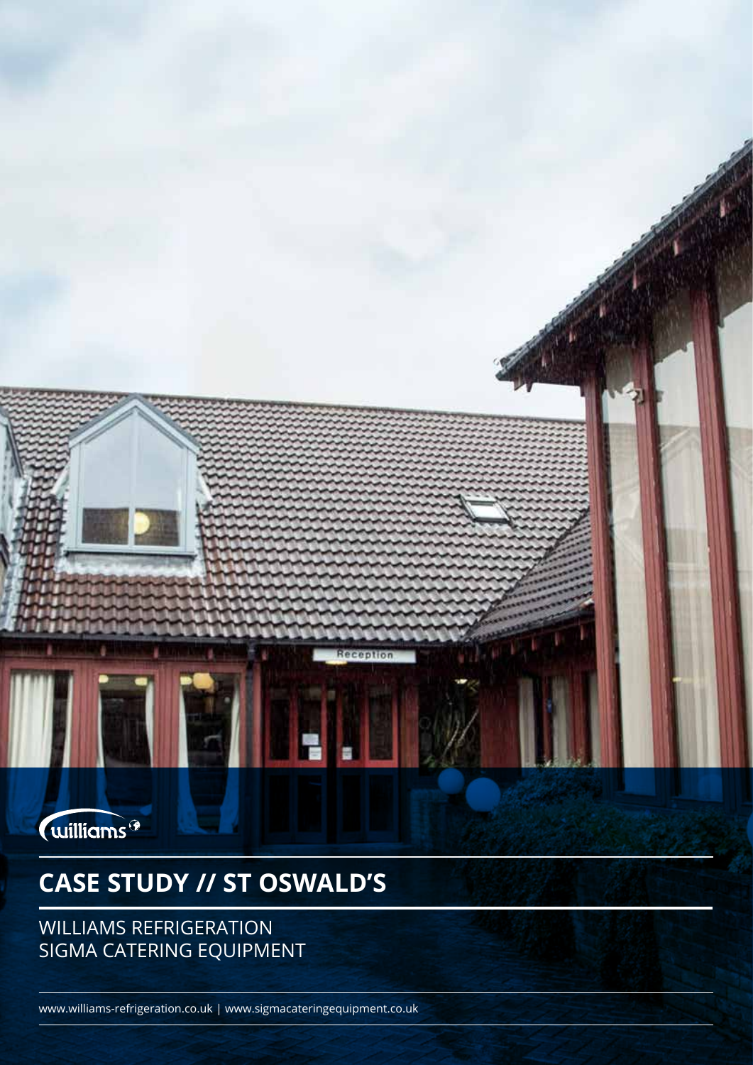# CASE STUDY // ST OSWALD'S

WILLIAMS REFRIGERATION
SIGMA CATERING EQUIPMENT

www.williams-refrigeration.co.uk | www.sigmacateringequipment.co.uk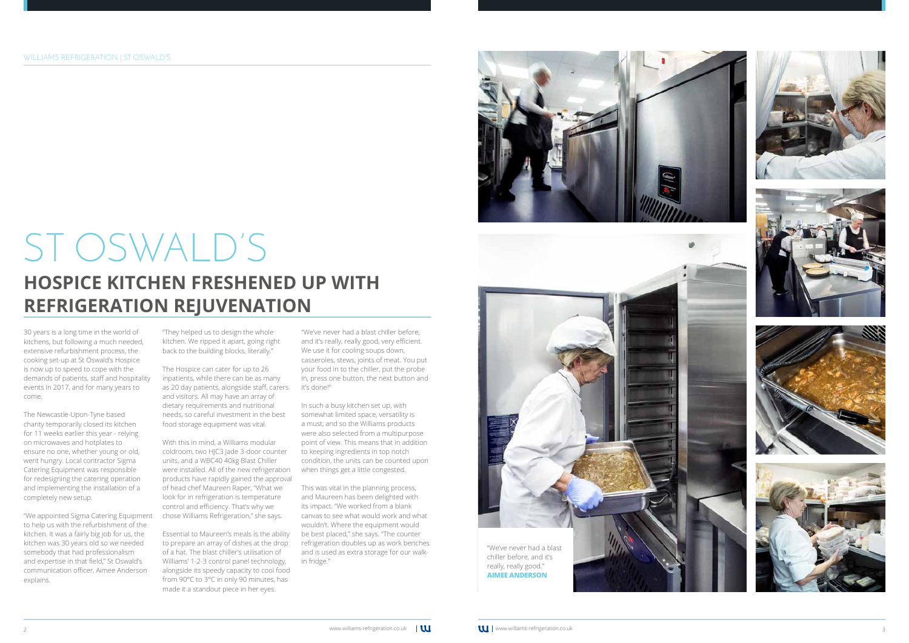# ST OSWALD'S

## HOSPICE KITCHEN FRESHENED UP WITH REFRIGERATION REJUVENATION

30 years is a long time in the world of kitchens, but following a much needed, extensive refurbishment process, the cooking set-up at St Oswald's Hospice is now up to speed to cope with the demands of patients, staff and hospitality events in 2017, and for many years to come.

The Newcastle-Upon-Tyne based charity temporarily closed its kitchen for 11 weeks earlier this year - relying on microwaves and hotplates to ensure no one, whether young or old, went hungry. Local contractor Sigma Catering Equipment was responsible for redesigning the catering operation and implementing the installation of a completely new setup.

"We appointed Sigma Catering Equipment to help us with the refurbishment of the kitchen. It was a fairly big job for us, the kitchen was 30 years old so we needed somebody that had professionalism and expertise in that field," St Oswald's communication officer, Aimee Anderson explains.

"They helped us to design the whole kitchen. We ripped it apart, going right back to the building blocks, literally."

The Hospice can cater for up to 26 inpatients, while there can be as many as 20 day patients, alongside staff, carers and visitors. All may have an array of dietary requirements and nutritional needs, so careful investment in the best food storage equipment was vital.

With this in mind, a Williams modular coldroom, two HJC3 Jade 3-door counter units, and a WBC40 40kg Blast Chiller were installed. All of the new refrigeration products have rapidly gained the approval of head chef Maureen Raper, "What we look for in refrigeration is temperature control and efficiency. That's why we chose Williams Refrigeration," she says.

Essential to Maureen's meals is the ability to prepare an array of dishes at the drop of a hat. The blast chiller's utilisation of Williams' 1-2-3 control panel technology, alongside its speedy capacity to cool food from 90°C to 3°C in only 90 minutes, has made it a standout piece in her eyes.

"We've never had a blast chiller before, and it's really, really good, very efficient. We use it for cooling soups down, casseroles, stews, joints of meat. You put your food in to the chiller, put the probe in, press one button, the next button and it's done!"

In such a busy kitchen set up, with somewhat limited space, versatility is a must, and so the Williams products were also selected from a multipurpose point of view. This means that in addition to keeping ingredients in top notch condition, the units can be counted upon when things get a little congested.

This was vital in the planning process, and Maureen has been delighted with its impact. "We worked from a blank canvas to see what would work and what wouldn't. Where the equipment would be best placed," she says. "The counter refrigeration doubles up as work benches and is used as extra storage for our walk-in fridge."

"We've never had a blast chiller before, and it's really, really good."
**AIMEE ANDERSON**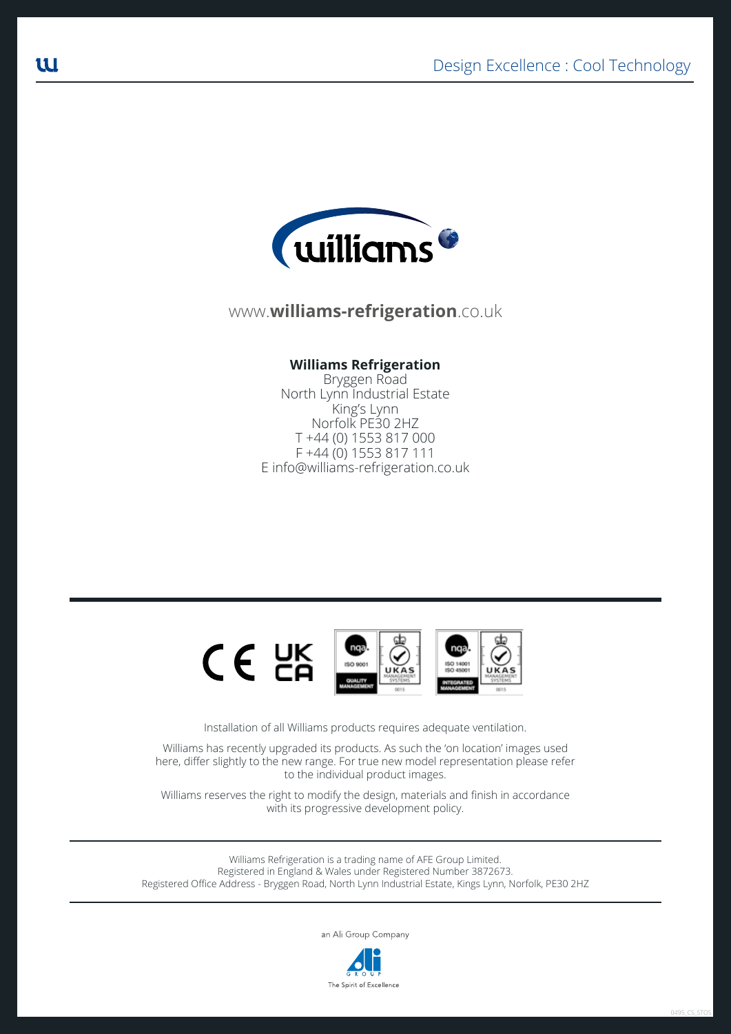www.**williams-refrigeration**.co.uk

**Williams Refrigeration**
Bryggen Road
North Lynn Industrial Estate
King's Lynn
Norfolk PE30 2HZ
T +44 (0) 1553 817 000
F +44 (0) 1553 817 111
E info@williams-refrigeration.co.uk

Installation of all Williams products requires adequate ventilation.

Williams has recently upgraded its products. As such the 'on location' images used here, differ slightly to the new range. For true new model representation please refer to the individual product images.

Williams reserves the right to modify the design, materials and finish in accordance with its progressive development policy.

Williams Refrigeration is a trading name of AFE Group Limited.
Registered in England & Wales under Registered Number 3872673.
Registered Office Address - Bryggen Road, North Lynn Industrial Estate, Kings Lynn, Norfolk, PE30 2HZ

an Ali Group Company

The Spirit of Excellence